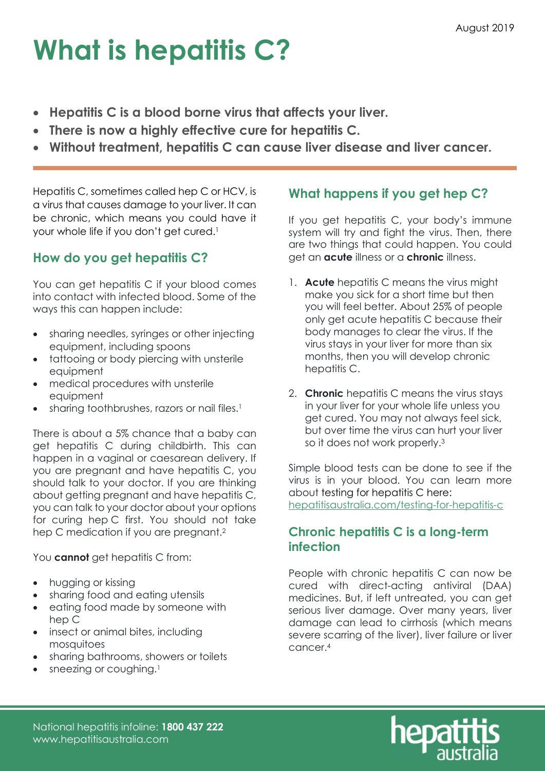August 2019

# What is hepatitis C?

- **Hepatitis C is a blood borne virus that affects your liver.**
- **There is now a highly effective cure for hepatitis C.**
- **Without treatment, hepatitis C can cause liver disease and liver cancer.**

Hepatitis C, sometimes called hep C or HCV, is a virus that causes damage to your liver. It can be chronic, which means you could have it your whole life if you don't get cured.[1]

## How do you get hepatitis C?

You can get hepatitis C if your blood comes into contact with infected blood. Some of the ways this can happen include:

- sharing needles, syringes or other injecting equipment, including spoons
- tattooing or body piercing with unsterile equipment
- medical procedures with unsterile equipment
- sharing toothbrushes, razors or nail files.[1]

There is about a 5% chance that a baby can get hepatitis C during childbirth. This can happen in a vaginal or caesarean delivery. If you are pregnant and have hepatitis C, you should talk to your doctor. If you are thinking about getting pregnant and have hepatitis C, you can talk to your doctor about your options for curing hep C first. You should not take hep C medication if you are pregnant.[2]

You **cannot** get hepatitis C from:

- hugging or kissing
- sharing food and eating utensils
- eating food made by someone with hep C
- insect or animal bites, including mosquitoes
- sharing bathrooms, showers or toilets
- sneezing or coughing.[1]

## What happens if you get hep C?

If you get hepatitis C, your body's immune system will try and fight the virus. Then, there are two things that could happen. You could get an **acute** illness or a **chronic** illness.

1. **Acute** hepatitis C means the virus might make you sick for a short time but then you will feel better. About 25% of people only get acute hepatitis C because their body manages to clear the virus. If the virus stays in your liver for more than six months, then you will develop chronic hepatitis C.

2. **Chronic** hepatitis C means the virus stays in your liver for your whole life unless you get cured. You may not always feel sick, but over time the virus can hurt your liver so it does not work properly.[3]

Simple blood tests can be done to see if the virus is in your blood. You can learn more about testing for hepatitis C here: hepatitisaustralia.com/testing-for-hepatitis-c

## Chronic hepatitis C is a long-term infection

People with chronic hepatitis C can now be cured with direct-acting antiviral (DAA) medicines. But, if left untreated, you can get serious liver damage. Over many years, liver damage can lead to cirrhosis (which means severe scarring of the liver), liver failure or liver cancer.[4]

National hepatitis infoline: **1800 437 222**
www.hepatitisaustralia.com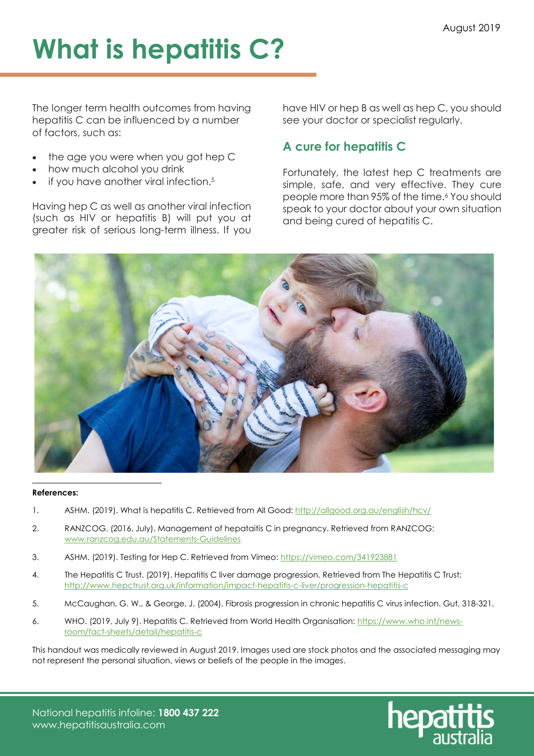# What is hepatitis C?

The longer term health outcomes from having hepatitis C can be influenced by a number of factors, such as:

- the age you were when you got hep C
- how much alcohol you drink
- if you have another viral infection.[5]

Having hep C as well as another viral infection (such as HIV or hepatitis B) will put you at greater risk of serious long-term illness. If you have HIV or hep B as well as hep C, you should see your doctor or specialist regularly.

## A cure for hepatitis C

Fortunately, the latest hep C treatments are simple, safe, and very effective. They cure people more than 95% of the time.[6] You should speak to your doctor about your own situation and being cured of hepatitis C.

**References:**

1. ASHM. (2019). What is hepatitis C. Retrieved from All Good: http://allgood.org.au/english/hcv/
2. RANZCOG. (2016, July). Management of hepataitis C in pregnancy. Retrieved from RANZCOG: www.ranzcog.edu.au/Statements-Guidelines
3. ASHM. (2019). Testing for Hep C. Retrieved from Vimeo: https://vimeo.com/341923881
4. The Hepatitis C Trust. (2019). Hepatitis C liver damage progression. Retrieved from The Hepatitis C Trust: http://www.hepctrust.org.uk/information/impact-hepatitis-c-liver/progression-hepatitis-c
5. McCaughan, G. W., & George, J. (2004). Fibrosis progression in chronic hepatitis C virus infection. Gut, 318-321.
6. WHO. (2019, July 9). Hepatitis C. Retrieved from World Health Organisation: https://www.who.int/news-room/fact-sheets/detail/hepatitis-c

This handout was medically reviewed in August 2019. Images used are stock photos and the associated messaging may not represent the personal situation, views or beliefs of the people in the images.

National hepatitis infoline: **1800 437 222**
www.hepatitisaustralia.com